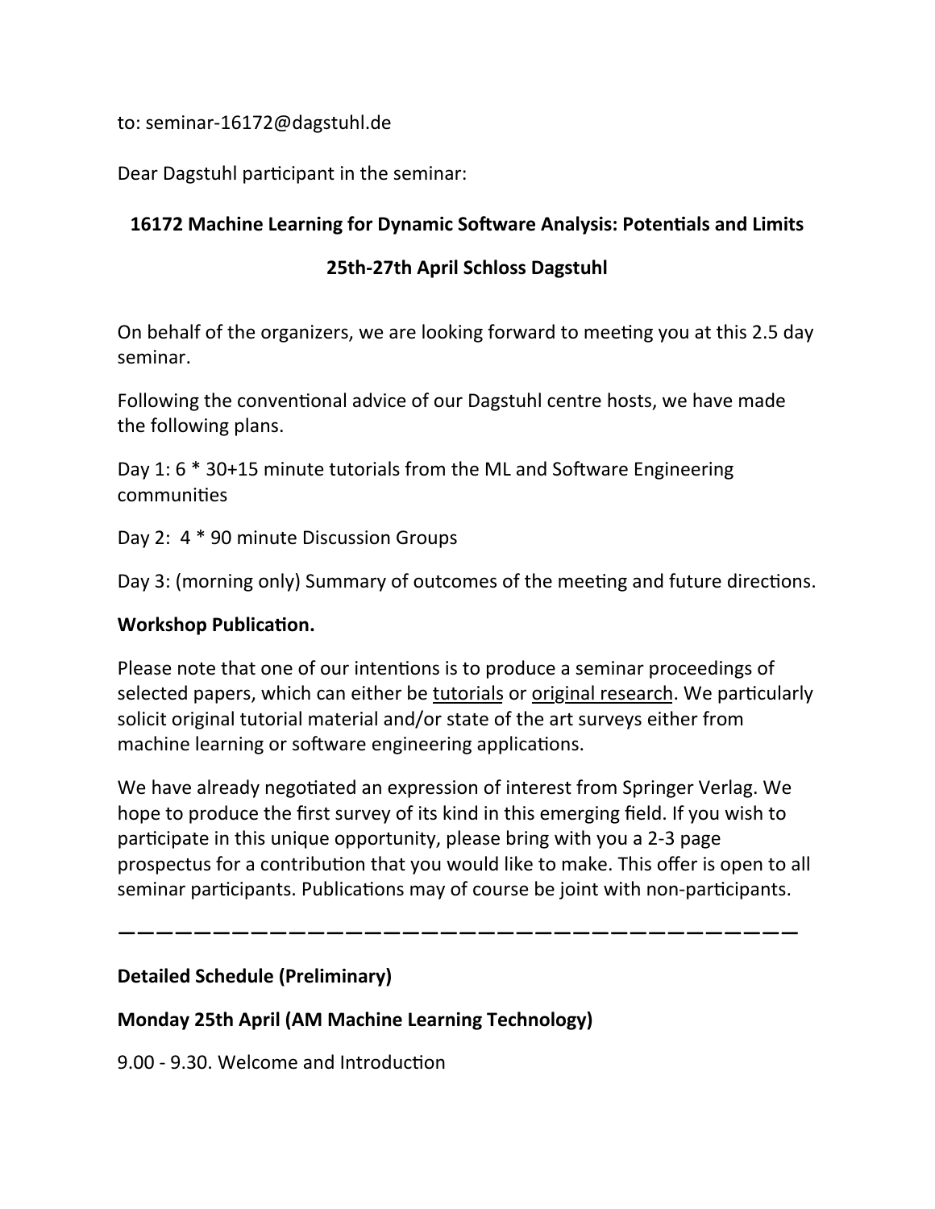to: seminar-16172@dagstuhl.de

Dear Dagstuhl participant in the seminar:

**16172 Machine Learning for Dynamic Software Analysis: Potentials and Limits**

**25th-27th April Schloss Dagstuhl**

On behalf of the organizers, we are looking forward to meeting you at this 2.5 day seminar.

Following the conventional advice of our Dagstuhl centre hosts, we have made the following plans.

Day 1: 6 * 30+15 minute tutorials from the ML and Software Engineering communities

Day 2: 4 * 90 minute Discussion Groups

Day 3: (morning only) Summary of outcomes of the meeting and future directions.

**Workshop Publication.**

Please note that one of our intentions is to produce a seminar proceedings of selected papers, which can either be <u>tutorials</u> or <u>original research</u>. We particularly solicit original tutorial material and/or state of the art surveys either from machine learning or software engineering applications.

We have already negotiated an expression of interest from Springer Verlag. We hope to produce the first survey of its kind in this emerging field. If you wish to participate in this unique opportunity, please bring with you a 2-3 page prospectus for a contribution that you would like to make. This offer is open to all seminar participants. Publications may of course be joint with non-participants.

---

**Detailed Schedule (Preliminary)**

**Monday 25th April (AM Machine Learning Technology)**

9.00 - 9.30. Welcome and Introduction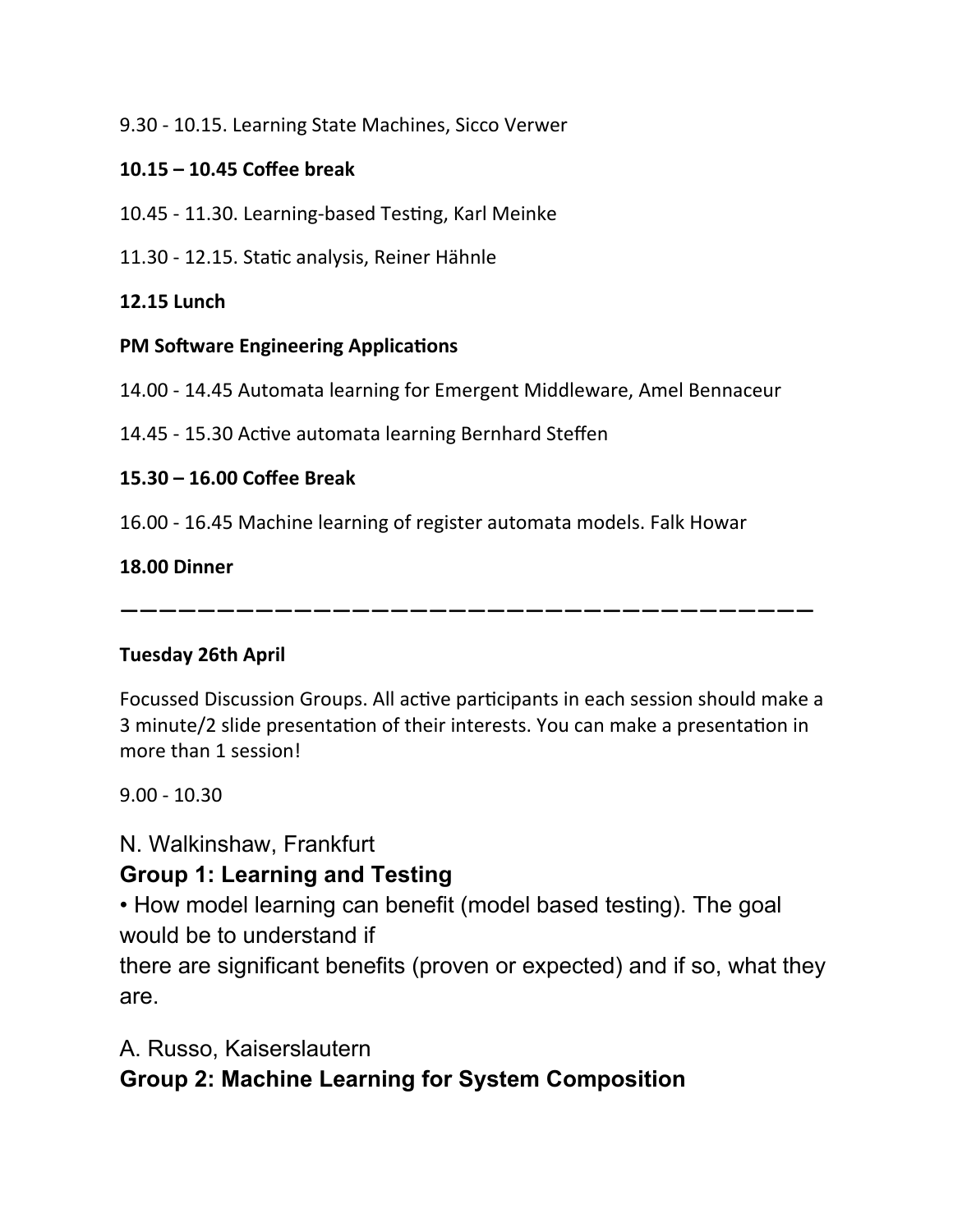9.30 - 10.15. Learning State Machines, Sicco Verwer

**10.15 – 10.45 Coffee break**

10.45 - 11.30. Learning-based Testing, Karl Meinke

11.30 - 12.15. Static analysis, Reiner Hähnle

**12.15 Lunch**

**PM Software Engineering Applications**

14.00 - 14.45 Automata learning for Emergent Middleware, Amel Bennaceur

14.45 - 15.30 Active automata learning Bernhard Steffen

**15.30 – 16.00 Coffee Break**

16.00 - 16.45 Machine learning of register automata models. Falk Howar

**18.00 Dinner**

———————————————————————————————————

**Tuesday 26th April**

Focussed Discussion Groups. All active participants in each session should make a 3 minute/2 slide presentation of their interests. You can make a presentation in more than 1 session!

9.00 - 10.30

N. Walkinshaw, Frankfurt

**Group 1: Learning and Testing**

• How model learning can benefit (model based testing). The goal would be to understand if
there are significant benefits (proven or expected) and if so, what they are.

A. Russo, Kaiserslautern

**Group 2: Machine Learning for System Composition**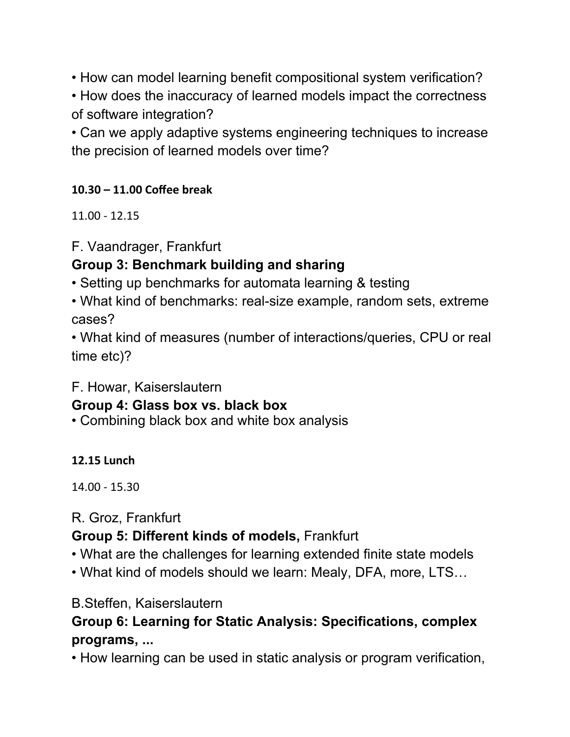- How can model learning benefit compositional system verification?
- How does the inaccuracy of learned models impact the correctness of software integration?
- Can we apply adaptive systems engineering techniques to increase the precision of learned models over time?

**10.30 – 11.00 Coffee break**

11.00 - 12.15

F. Vaandrager, Frankfurt

**Group 3: Benchmark building and sharing**

- Setting up benchmarks for automata learning & testing
- What kind of benchmarks: real-size example, random sets, extreme cases?
- What kind of measures (number of interactions/queries, CPU or real time etc)?

F. Howar, Kaiserslautern

**Group 4: Glass box vs. black box**

- Combining black box and white box analysis

**12.15 Lunch**

14.00 - 15.30

R. Groz, Frankfurt

**Group 5: Different kinds of models,** Frankfurt

- What are the challenges for learning extended finite state models
- What kind of models should we learn: Mealy, DFA, more, LTS…

B.Steffen, Kaiserslautern

**Group 6: Learning for Static Analysis: Specifications, complex programs, ...**

- How learning can be used in static analysis or program verification,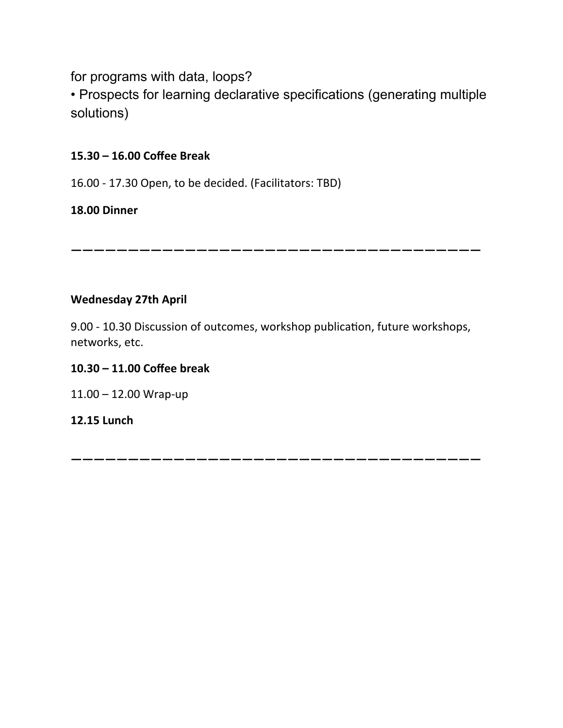for programs with data, loops?

• Prospects for learning declarative specifications (generating multiple solutions)

**15.30 – 16.00 Coffee Break**

16.00 - 17.30 Open, to be decided. (Facilitators: TBD)

**18.00 Dinner**

———————————————————————————————

**Wednesday 27th April**

9.00 - 10.30 Discussion of outcomes, workshop publication, future workshops, networks, etc.

**10.30 – 11.00 Coffee break**

11.00 – 12.00 Wrap-up

**12.15 Lunch**

———————————————————————————————